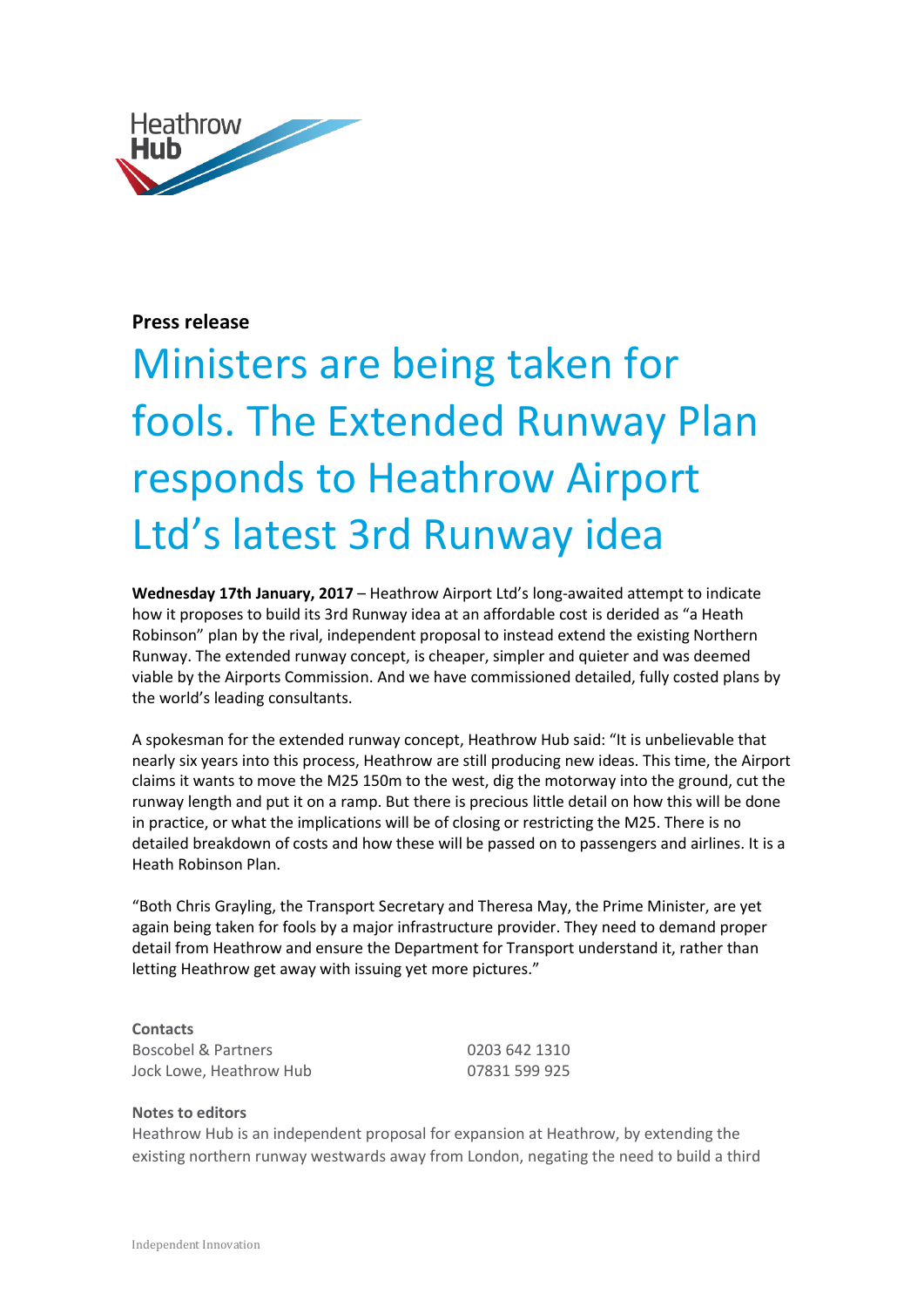Heathrow Hub

**Press release**

# Ministers are being taken for fools. The Extended Runway Plan responds to Heathrow Airport Ltd's latest 3rd Runway idea

**Wednesday 17th January, 2017** – Heathrow Airport Ltd's long-awaited attempt to indicate how it proposes to build its 3rd Runway idea at an affordable cost is derided as "a Heath Robinson" plan by the rival, independent proposal to instead extend the existing Northern Runway. The extended runway concept, is cheaper, simpler and quieter and was deemed viable by the Airports Commission. And we have commissioned detailed, fully costed plans by the world's leading consultants.

A spokesman for the extended runway concept, Heathrow Hub said: "It is unbelievable that nearly six years into this process, Heathrow are still producing new ideas. This time, the Airport claims it wants to move the M25 150m to the west, dig the motorway into the ground, cut the runway length and put it on a ramp. But there is precious little detail on how this will be done in practice, or what the implications will be of closing or restricting the M25. There is no detailed breakdown of costs and how these will be passed on to passengers and airlines. It is a Heath Robinson Plan.

"Both Chris Grayling, the Transport Secretary and Theresa May, the Prime Minister, are yet again being taken for fools by a major infrastructure provider. They need to demand proper detail from Heathrow and ensure the Department for Transport understand it, rather than letting Heathrow get away with issuing yet more pictures."

**Contacts**

| | |
|---|---|
| Boscobel & Partners | 0203 642 1310 |
| Jock Lowe, Heathrow Hub | 07831 599 925 |

**Notes to editors**

Heathrow Hub is an independent proposal for expansion at Heathrow, by extending the existing northern runway westwards away from London, negating the need to build a third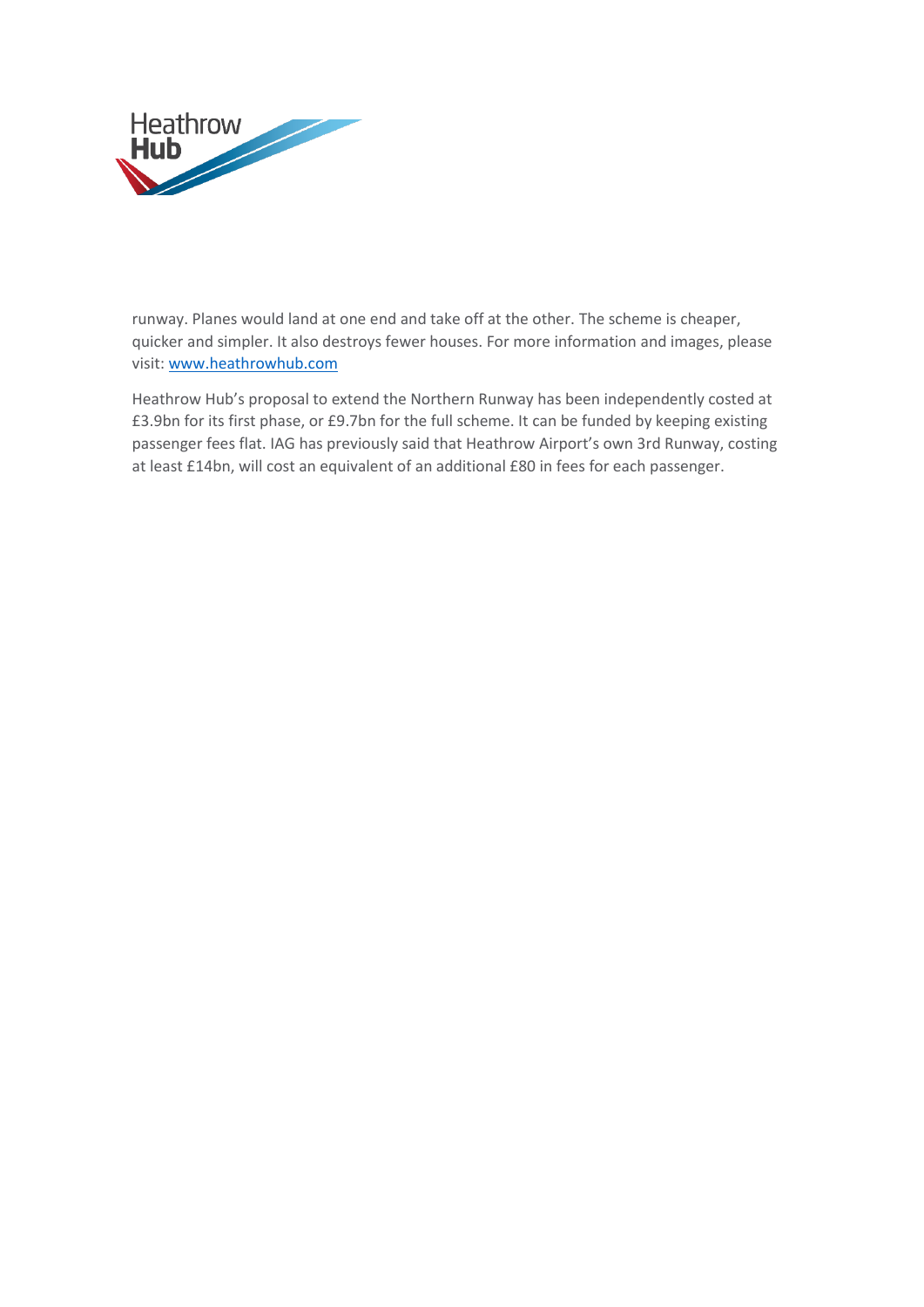runway. Planes would land at one end and take off at the other. The scheme is cheaper, quicker and simpler. It also destroys fewer houses. For more information and images, please visit: [www.heathrowhub.com](http://www.heathrowhub.com)

Heathrow Hub's proposal to extend the Northern Runway has been independently costed at £3.9bn for its first phase, or £9.7bn for the full scheme. It can be funded by keeping existing passenger fees flat. IAG has previously said that Heathrow Airport's own 3rd Runway, costing at least £14bn, will cost an equivalent of an additional £80 in fees for each passenger.